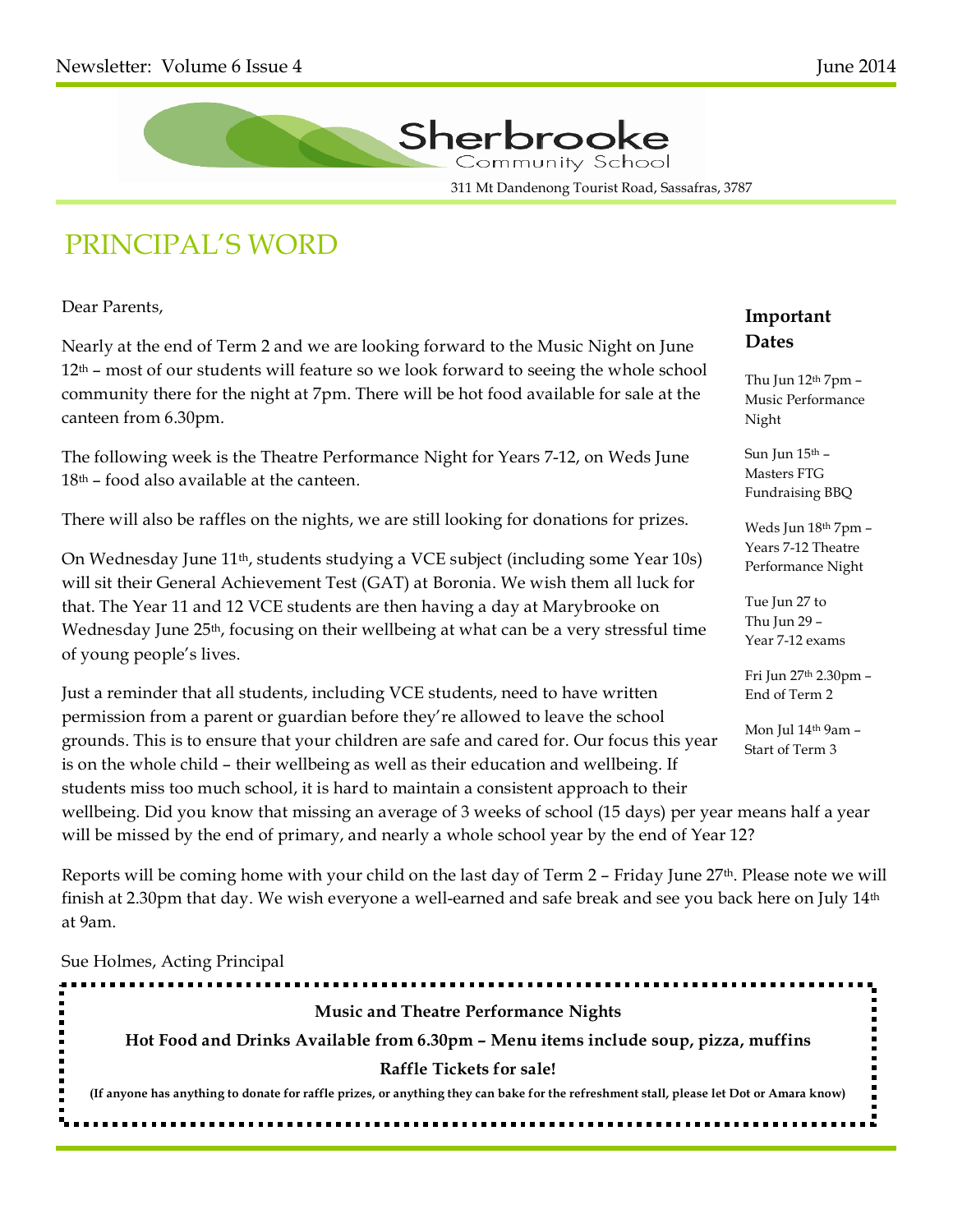Newsletter: Volume 6 Issue 4 June 2014

Sherbrooke Community School

311 Mt Dandenong Tourist Road, Sassafras, 3787

# PRINCIPAL'S WORD

Dear Parents,

Nearly at the end of Term 2 and we are looking forward to the Music Night on June 12th – most of our students will feature so we look forward to seeing the whole school community there for the night at 7pm. There will be hot food available for sale at the canteen from 6.30pm.

The following week is the Theatre Performance Night for Years 7-12, on Weds June 18th – food also available at the canteen.

There will also be raffles on the nights, we are still looking for donations for prizes.

On Wednesday June 11th, students studying a VCE subject (including some Year 10s) will sit their General Achievement Test (GAT) at Boronia. We wish them all luck for that. The Year 11 and 12 VCE students are then having a day at Marybrooke on Wednesday June 25th, focusing on their wellbeing at what can be a very stressful time of young people's lives.

Just a reminder that all students, including VCE students, need to have written permission from a parent or guardian before they're allowed to leave the school grounds. This is to ensure that your children are safe and cared for. Our focus this year is on the whole child – their wellbeing as well as their education and wellbeing. If students miss too much school, it is hard to maintain a consistent approach to their wellbeing. Did you know that missing an average of 3 weeks of school (15 days) per year means half a year will be missed by the end of primary, and nearly a whole school year by the end of Year 12?

Reports will be coming home with your child on the last day of Term 2 – Friday June 27th. Please note we will finish at 2.30pm that day. We wish everyone a well-earned and safe break and see you back here on July 14th at 9am.

Sue Holmes, Acting Principal

### Important Dates

Thu Jun 12th 7pm – Music Performance Night

Sun Jun 15th – Masters FTG Fundraising BBQ

Weds Jun 18th 7pm – Years 7-12 Theatre Performance Night

Tue Jun 27 to Thu Jun 29 – Year 7-12 exams

Fri Jun 27th 2.30pm – End of Term 2

Mon Jul 14th 9am – Start of Term 3

**Music and Theatre Performance Nights**

**Hot Food and Drinks Available from 6.30pm – Menu items include soup, pizza, muffins**

**Raffle Tickets for sale!**

**(If anyone has anything to donate for raffle prizes, or anything they can bake for the refreshment stall, please let Dot or Amara know)**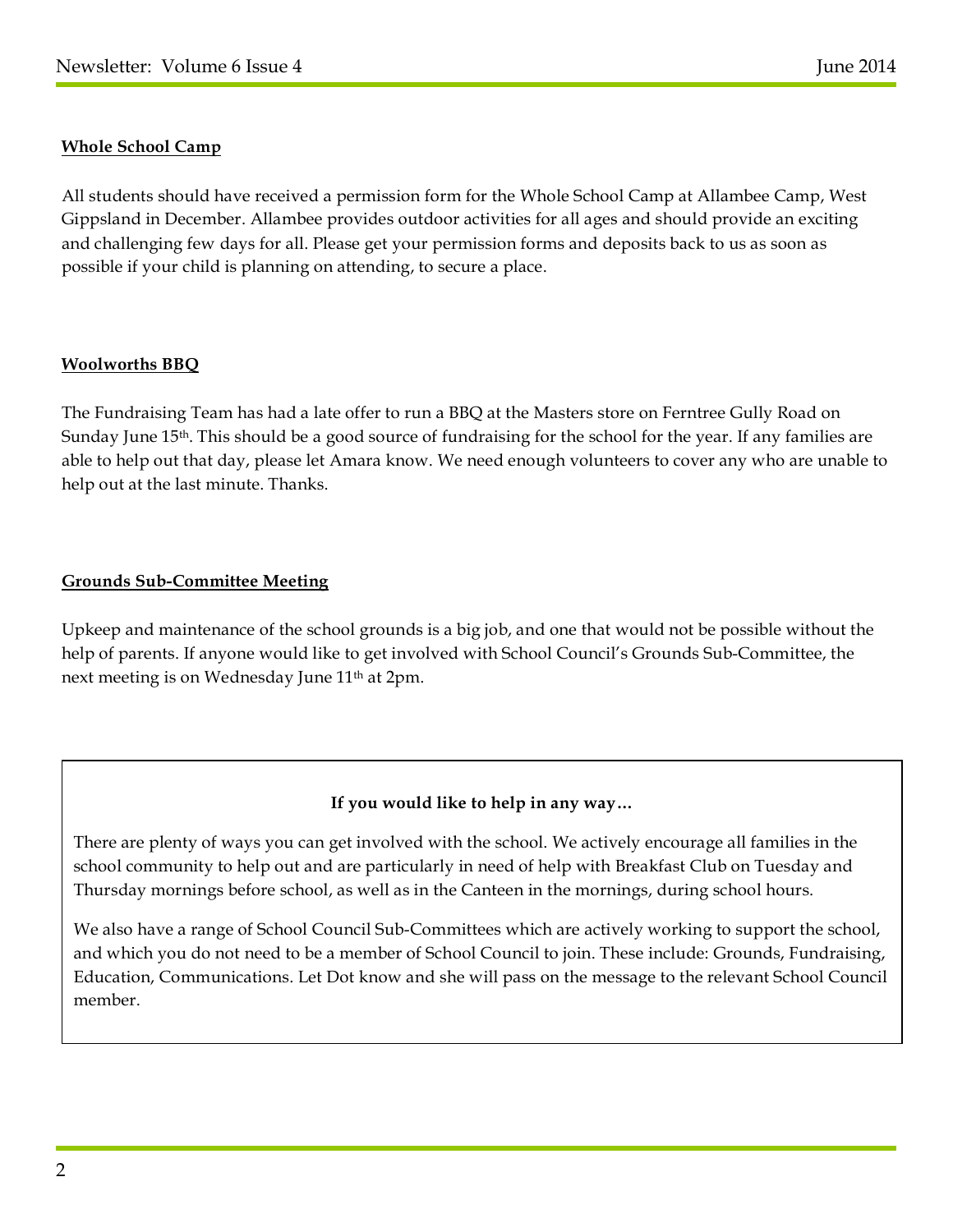**Whole School Camp**

All students should have received a permission form for the Whole School Camp at Allambee Camp, West Gippsland in December. Allambee provides outdoor activities for all ages and should provide an exciting and challenging few days for all. Please get your permission forms and deposits back to us as soon as possible if your child is planning on attending, to secure a place.

**Woolworths BBQ**

The Fundraising Team has had a late offer to run a BBQ at the Masters store on Ferntree Gully Road on Sunday June 15th. This should be a good source of fundraising for the school for the year. If any families are able to help out that day, please let Amara know. We need enough volunteers to cover any who are unable to help out at the last minute. Thanks.

**Grounds Sub-Committee Meeting**

Upkeep and maintenance of the school grounds is a big job, and one that would not be possible without the help of parents. If anyone would like to get involved with School Council's Grounds Sub-Committee, the next meeting is on Wednesday June 11th at 2pm.

**If you would like to help in any way…**

There are plenty of ways you can get involved with the school. We actively encourage all families in the school community to help out and are particularly in need of help with Breakfast Club on Tuesday and Thursday mornings before school, as well as in the Canteen in the mornings, during school hours.

We also have a range of School Council Sub-Committees which are actively working to support the school, and which you do not need to be a member of School Council to join. These include: Grounds, Fundraising, Education, Communications. Let Dot know and she will pass on the message to the relevant School Council member.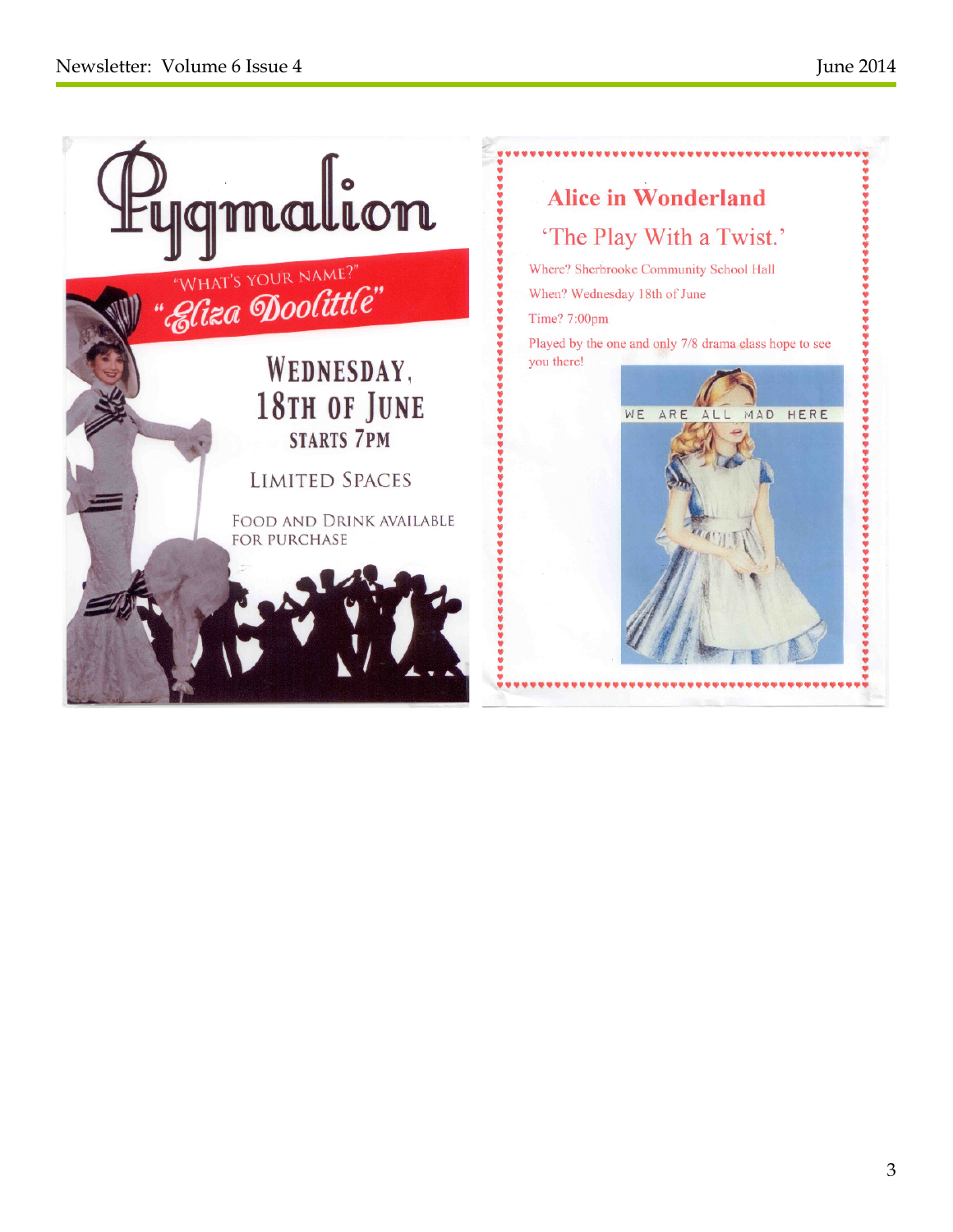# Pygmalion

"WHAT'S YOUR NAME?"

"Eliza Doolittle"

WEDNESDAY, 18TH OF JUNE

STARTS 7PM

LIMITED SPACES

FOOD AND DRINK AVAILABLE FOR PURCHASE

## Alice in Wonderland

'The Play With a Twist.'

Where? Sherbrooke Community School Hall

When? Wednesday 18th of June

Time? 7:00pm

Played by the one and only 7/8 drama class hope to see you there!

WE ARE ALL MAD HERE